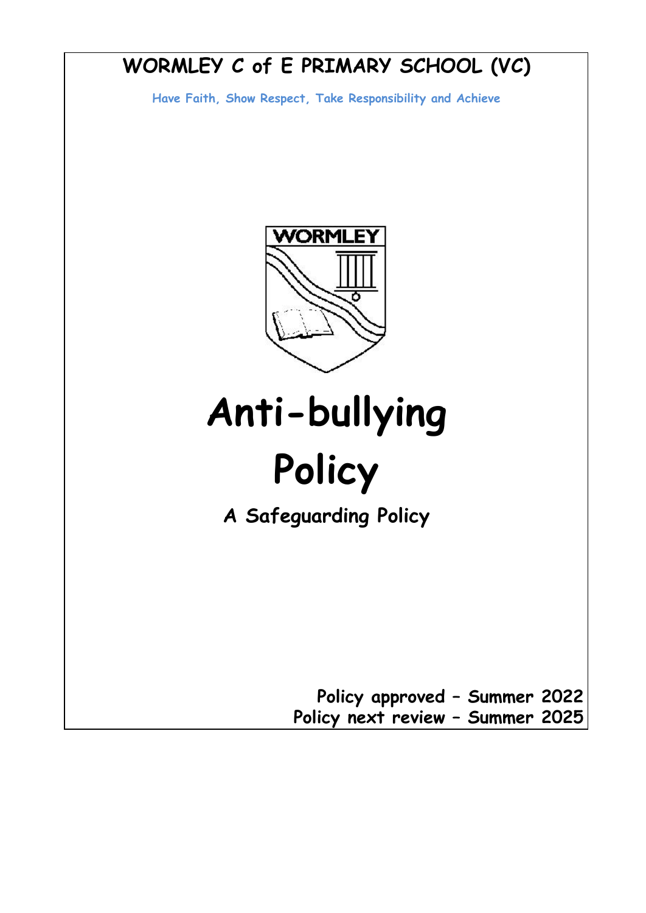# WORMLEY C of E PRIMARY SCHOOL (VC)

**Have Faith, Show Respect, Take Responsibility and Achieve**

# Anti-bullying Policy

## A Safeguarding Policy

**Policy approved – Summer 2022**
**Policy next review – Summer 2025**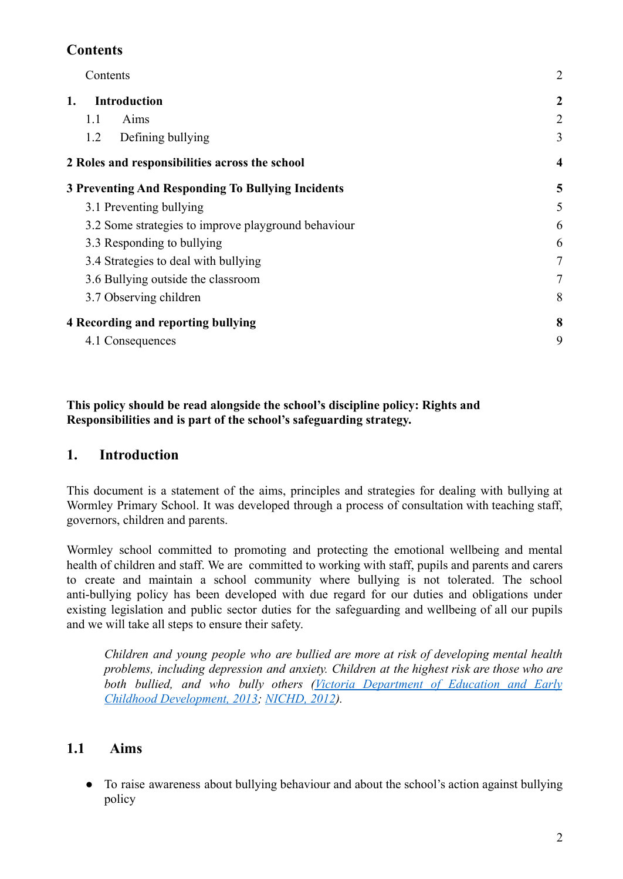## Contents

| | |
|---|---|
| Contents | 2 |
| **1. Introduction** | **2** |
| 1.1 Aims | 2 |
| 1.2 Defining bullying | 3 |
| **2 Roles and responsibilities across the school** | **4** |
| **3 Preventing And Responding To Bullying Incidents** | **5** |
| 3.1 Preventing bullying | 5 |
| 3.2 Some strategies to improve playground behaviour | 6 |
| 3.3 Responding to bullying | 6 |
| 3.4 Strategies to deal with bullying | 7 |
| 3.6 Bullying outside the classroom | 7 |
| 3.7 Observing children | 8 |
| **4 Recording and reporting bullying** | **8** |
| 4.1 Consequences | 9 |

**This policy should be read alongside the school's discipline policy: Rights and Responsibilities and is part of the school's safeguarding strategy.**

## 1. Introduction

This document is a statement of the aims, principles and strategies for dealing with bullying at Wormley Primary School. It was developed through a process of consultation with teaching staff, governors, children and parents.

Wormley school committed to promoting and protecting the emotional wellbeing and mental health of children and staff. We are committed to working with staff, pupils and parents and carers to create and maintain a school community where bullying is not tolerated. The school anti-bullying policy has been developed with due regard for our duties and obligations under existing legislation and public sector duties for the safeguarding and wellbeing of all our pupils and we will take all steps to ensure their safety.

> *Children and young people who are bullied are more at risk of developing mental health problems, including depression and anxiety. Children at the highest risk are those who are both bullied, and who bully others (Victoria Department of Education and Early Childhood Development, 2013; NICHD, 2012).*

### 1.1 Aims

- To raise awareness about bullying behaviour and about the school's action against bullying policy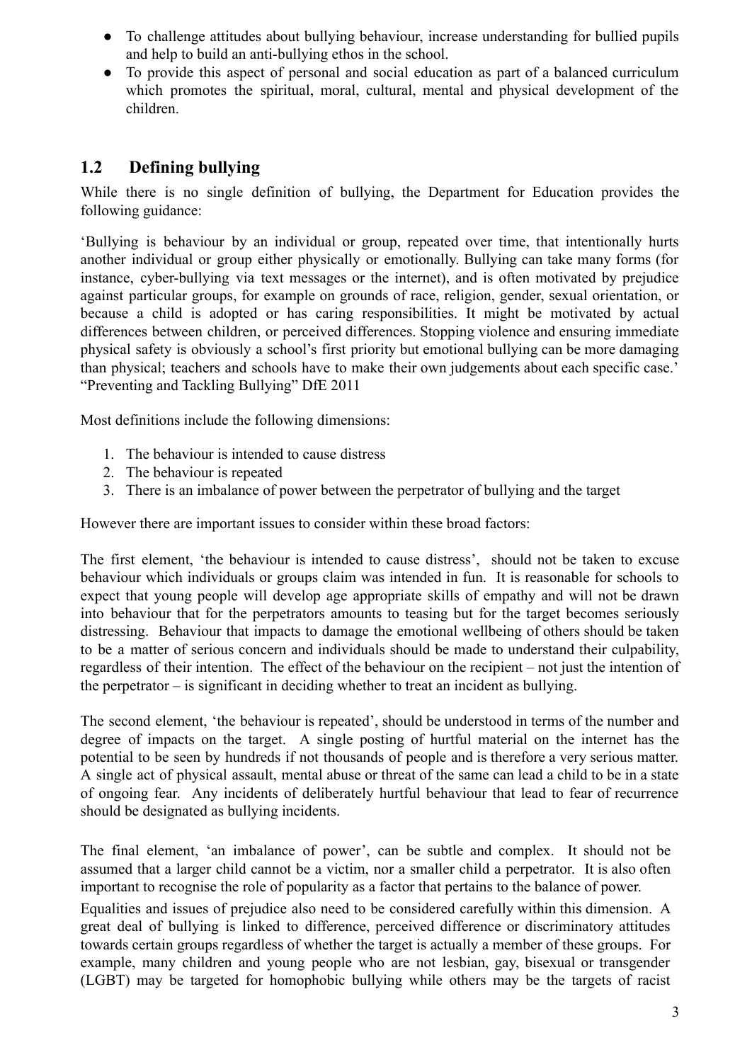- To challenge attitudes about bullying behaviour, increase understanding for bullied pupils and help to build an anti-bullying ethos in the school.
- To provide this aspect of personal and social education as part of a balanced curriculum which promotes the spiritual, moral, cultural, mental and physical development of the children.

## 1.2 Defining bullying

While there is no single definition of bullying, the Department for Education provides the following guidance:

'Bullying is behaviour by an individual or group, repeated over time, that intentionally hurts another individual or group either physically or emotionally. Bullying can take many forms (for instance, cyber-bullying via text messages or the internet), and is often motivated by prejudice against particular groups, for example on grounds of race, religion, gender, sexual orientation, or because a child is adopted or has caring responsibilities. It might be motivated by actual differences between children, or perceived differences. Stopping violence and ensuring immediate physical safety is obviously a school's first priority but emotional bullying can be more damaging than physical; teachers and schools have to make their own judgements about each specific case.' "Preventing and Tackling Bullying" DfE 2011

Most definitions include the following dimensions:

1. The behaviour is intended to cause distress
2. The behaviour is repeated
3. There is an imbalance of power between the perpetrator of bullying and the target

However there are important issues to consider within these broad factors:

The first element, 'the behaviour is intended to cause distress', should not be taken to excuse behaviour which individuals or groups claim was intended in fun. It is reasonable for schools to expect that young people will develop age appropriate skills of empathy and will not be drawn into behaviour that for the perpetrators amounts to teasing but for the target becomes seriously distressing. Behaviour that impacts to damage the emotional wellbeing of others should be taken to be a matter of serious concern and individuals should be made to understand their culpability, regardless of their intention. The effect of the behaviour on the recipient – not just the intention of the perpetrator – is significant in deciding whether to treat an incident as bullying.

The second element, 'the behaviour is repeated', should be understood in terms of the number and degree of impacts on the target. A single posting of hurtful material on the internet has the potential to be seen by hundreds if not thousands of people and is therefore a very serious matter. A single act of physical assault, mental abuse or threat of the same can lead a child to be in a state of ongoing fear. Any incidents of deliberately hurtful behaviour that lead to fear of recurrence should be designated as bullying incidents.

The final element, 'an imbalance of power', can be subtle and complex. It should not be assumed that a larger child cannot be a victim, nor a smaller child a perpetrator. It is also often important to recognise the role of popularity as a factor that pertains to the balance of power.

Equalities and issues of prejudice also need to be considered carefully within this dimension. A great deal of bullying is linked to difference, perceived difference or discriminatory attitudes towards certain groups regardless of whether the target is actually a member of these groups. For example, many children and young people who are not lesbian, gay, bisexual or transgender (LGBT) may be targeted for homophobic bullying while others may be the targets of racist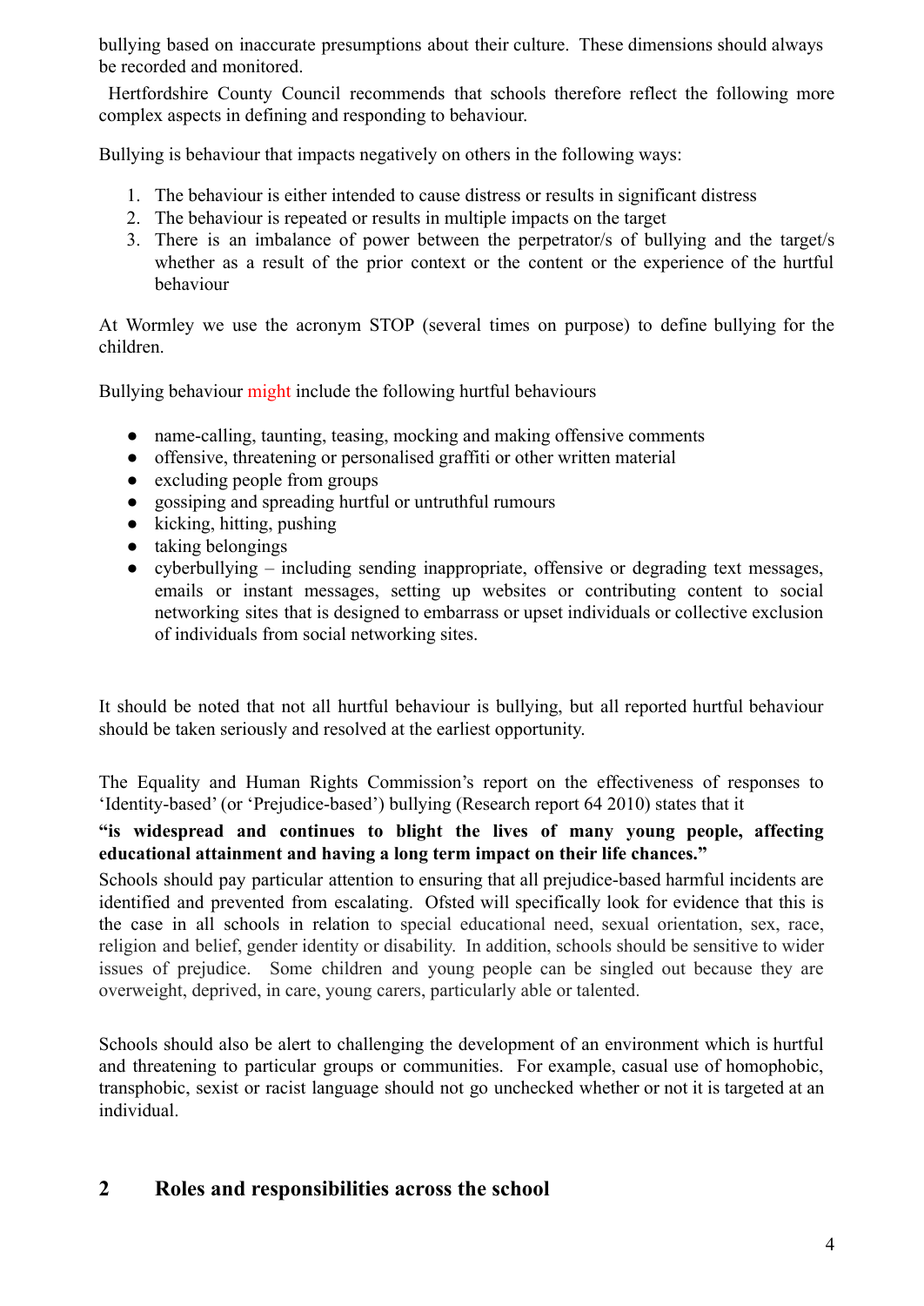bullying based on inaccurate presumptions about their culture. These dimensions should always be recorded and monitored.

Hertfordshire County Council recommends that schools therefore reflect the following more complex aspects in defining and responding to behaviour.

Bullying is behaviour that impacts negatively on others in the following ways:

1. The behaviour is either intended to cause distress or results in significant distress
2. The behaviour is repeated or results in multiple impacts on the target
3. There is an imbalance of power between the perpetrator/s of bullying and the target/s whether as a result of the prior context or the content or the experience of the hurtful behaviour

At Wormley we use the acronym STOP (several times on purpose) to define bullying for the children.

Bullying behaviour might include the following hurtful behaviours

- name-calling, taunting, teasing, mocking and making offensive comments
- offensive, threatening or personalised graffiti or other written material
- excluding people from groups
- gossiping and spreading hurtful or untruthful rumours
- kicking, hitting, pushing
- taking belongings
- cyberbullying – including sending inappropriate, offensive or degrading text messages, emails or instant messages, setting up websites or contributing content to social networking sites that is designed to embarrass or upset individuals or collective exclusion of individuals from social networking sites.

It should be noted that not all hurtful behaviour is bullying, but all reported hurtful behaviour should be taken seriously and resolved at the earliest opportunity.

The Equality and Human Rights Commission's report on the effectiveness of responses to 'Identity-based' (or 'Prejudice-based') bullying (Research report 64 2010) states that it

**"is widespread and continues to blight the lives of many young people, affecting educational attainment and having a long term impact on their life chances."**

Schools should pay particular attention to ensuring that all prejudice-based harmful incidents are identified and prevented from escalating. Ofsted will specifically look for evidence that this is the case in all schools in relation to special educational need, sexual orientation, sex, race, religion and belief, gender identity or disability. In addition, schools should be sensitive to wider issues of prejudice. Some children and young people can be singled out because they are overweight, deprived, in care, young carers, particularly able or talented.

Schools should also be alert to challenging the development of an environment which is hurtful and threatening to particular groups or communities. For example, casual use of homophobic, transphobic, sexist or racist language should not go unchecked whether or not it is targeted at an individual.

## 2 Roles and responsibilities across the school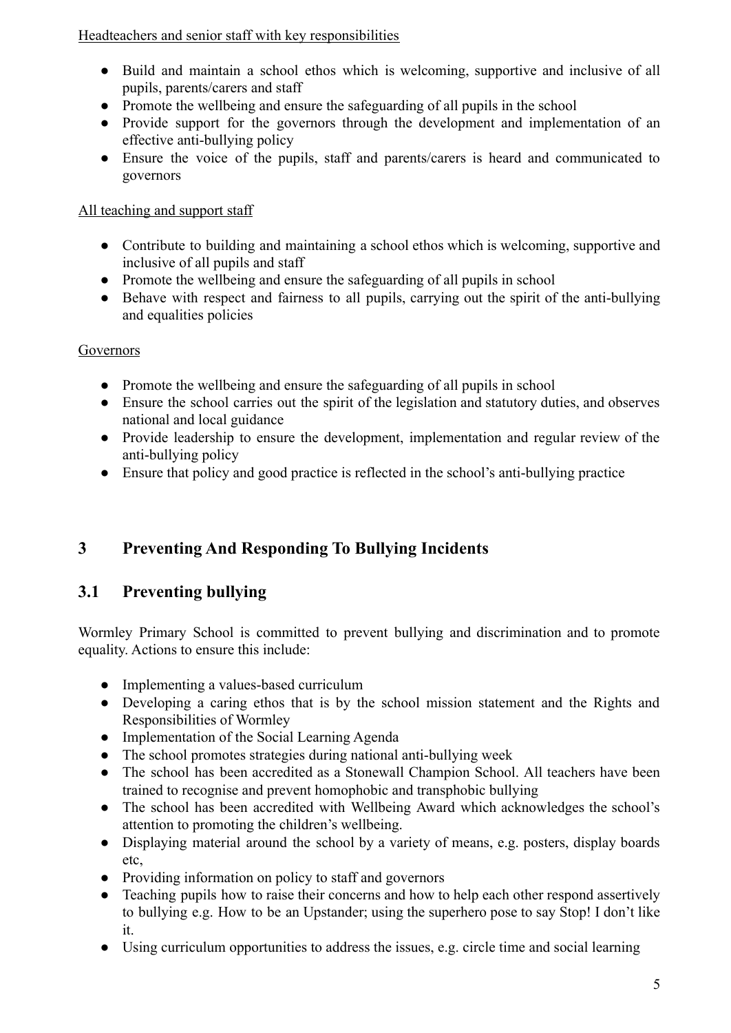Headteachers and senior staff with key responsibilities

- Build and maintain a school ethos which is welcoming, supportive and inclusive of all pupils, parents/carers and staff
- Promote the wellbeing and ensure the safeguarding of all pupils in the school
- Provide support for the governors through the development and implementation of an effective anti-bullying policy
- Ensure the voice of the pupils, staff and parents/carers is heard and communicated to governors

All teaching and support staff

- Contribute to building and maintaining a school ethos which is welcoming, supportive and inclusive of all pupils and staff
- Promote the wellbeing and ensure the safeguarding of all pupils in school
- Behave with respect and fairness to all pupils, carrying out the spirit of the anti-bullying and equalities policies

Governors

- Promote the wellbeing and ensure the safeguarding of all pupils in school
- Ensure the school carries out the spirit of the legislation and statutory duties, and observes national and local guidance
- Provide leadership to ensure the development, implementation and regular review of the anti-bullying policy
- Ensure that policy and good practice is reflected in the school's anti-bullying practice

# 3 Preventing And Responding To Bullying Incidents

## 3.1 Preventing bullying

Wormley Primary School is committed to prevent bullying and discrimination and to promote equality. Actions to ensure this include:

- Implementing a values-based curriculum
- Developing a caring ethos that is by the school mission statement and the Rights and Responsibilities of Wormley
- Implementation of the Social Learning Agenda
- The school promotes strategies during national anti-bullying week
- The school has been accredited as a Stonewall Champion School. All teachers have been trained to recognise and prevent homophobic and transphobic bullying
- The school has been accredited with Wellbeing Award which acknowledges the school's attention to promoting the children's wellbeing.
- Displaying material around the school by a variety of means, e.g. posters, display boards etc,
- Providing information on policy to staff and governors
- Teaching pupils how to raise their concerns and how to help each other respond assertively to bullying e.g. How to be an Upstander; using the superhero pose to say Stop! I don't like it.
- Using curriculum opportunities to address the issues, e.g. circle time and social learning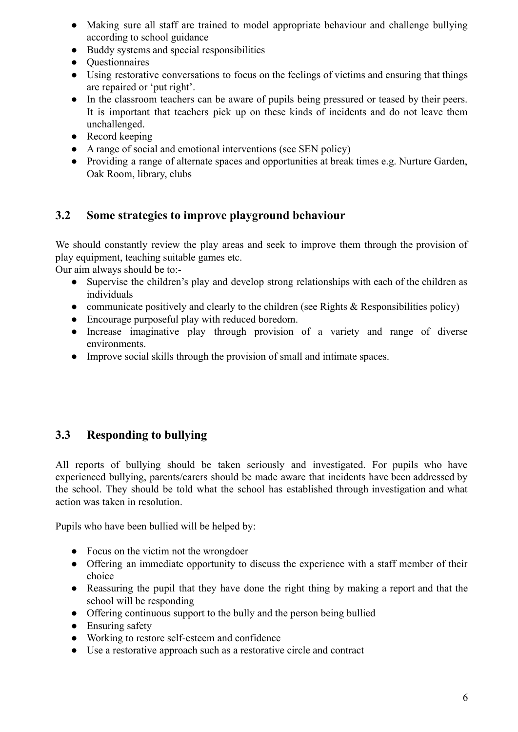- Making sure all staff are trained to model appropriate behaviour and challenge bullying according to school guidance
- Buddy systems and special responsibilities
- Questionnaires
- Using restorative conversations to focus on the feelings of victims and ensuring that things are repaired or 'put right'.
- In the classroom teachers can be aware of pupils being pressured or teased by their peers. It is important that teachers pick up on these kinds of incidents and do not leave them unchallenged.
- Record keeping
- A range of social and emotional interventions (see SEN policy)
- Providing a range of alternate spaces and opportunities at break times e.g. Nurture Garden, Oak Room, library, clubs

## 3.2 Some strategies to improve playground behaviour

We should constantly review the play areas and seek to improve them through the provision of play equipment, teaching suitable games etc.

Our aim always should be to:-

- Supervise the children's play and develop strong relationships with each of the children as individuals
- communicate positively and clearly to the children (see Rights & Responsibilities policy)
- Encourage purposeful play with reduced boredom.
- Increase imaginative play through provision of a variety and range of diverse environments.
- Improve social skills through the provision of small and intimate spaces.

## 3.3 Responding to bullying

All reports of bullying should be taken seriously and investigated. For pupils who have experienced bullying, parents/carers should be made aware that incidents have been addressed by the school. They should be told what the school has established through investigation and what action was taken in resolution.

Pupils who have been bullied will be helped by:

- Focus on the victim not the wrongdoer
- Offering an immediate opportunity to discuss the experience with a staff member of their choice
- Reassuring the pupil that they have done the right thing by making a report and that the school will be responding
- Offering continuous support to the bully and the person being bullied
- Ensuring safety
- Working to restore self-esteem and confidence
- Use a restorative approach such as a restorative circle and contract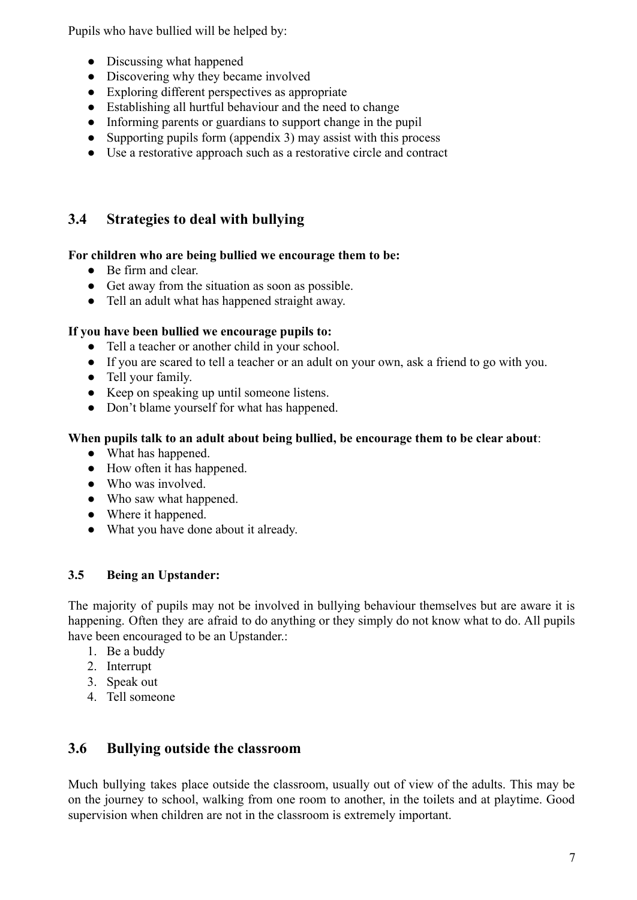Pupils who have bullied will be helped by:

- Discussing what happened
- Discovering why they became involved
- Exploring different perspectives as appropriate
- Establishing all hurtful behaviour and the need to change
- Informing parents or guardians to support change in the pupil
- Supporting pupils form (appendix 3) may assist with this process
- Use a restorative approach such as a restorative circle and contract

## 3.4 Strategies to deal with bullying

**For children who are being bullied we encourage them to be:**

- Be firm and clear.
- Get away from the situation as soon as possible.
- Tell an adult what has happened straight away.

**If you have been bullied we encourage pupils to:**

- Tell a teacher or another child in your school.
- If you are scared to tell a teacher or an adult on your own, ask a friend to go with you.
- Tell your family.
- Keep on speaking up until someone listens.
- Don't blame yourself for what has happened.

**When pupils talk to an adult about being bullied, be encourage them to be clear about**:

- What has happened.
- How often it has happened.
- Who was involved.
- Who saw what happened.
- Where it happened.
- What you have done about it already.

### 3.5 Being an Upstander:

The majority of pupils may not be involved in bullying behaviour themselves but are aware it is happening. Often they are afraid to do anything or they simply do not know what to do. All pupils have been encouraged to be an Upstander.:

1. Be a buddy
2. Interrupt
3. Speak out
4. Tell someone

## 3.6 Bullying outside the classroom

Much bullying takes place outside the classroom, usually out of view of the adults. This may be on the journey to school, walking from one room to another, in the toilets and at playtime. Good supervision when children are not in the classroom is extremely important.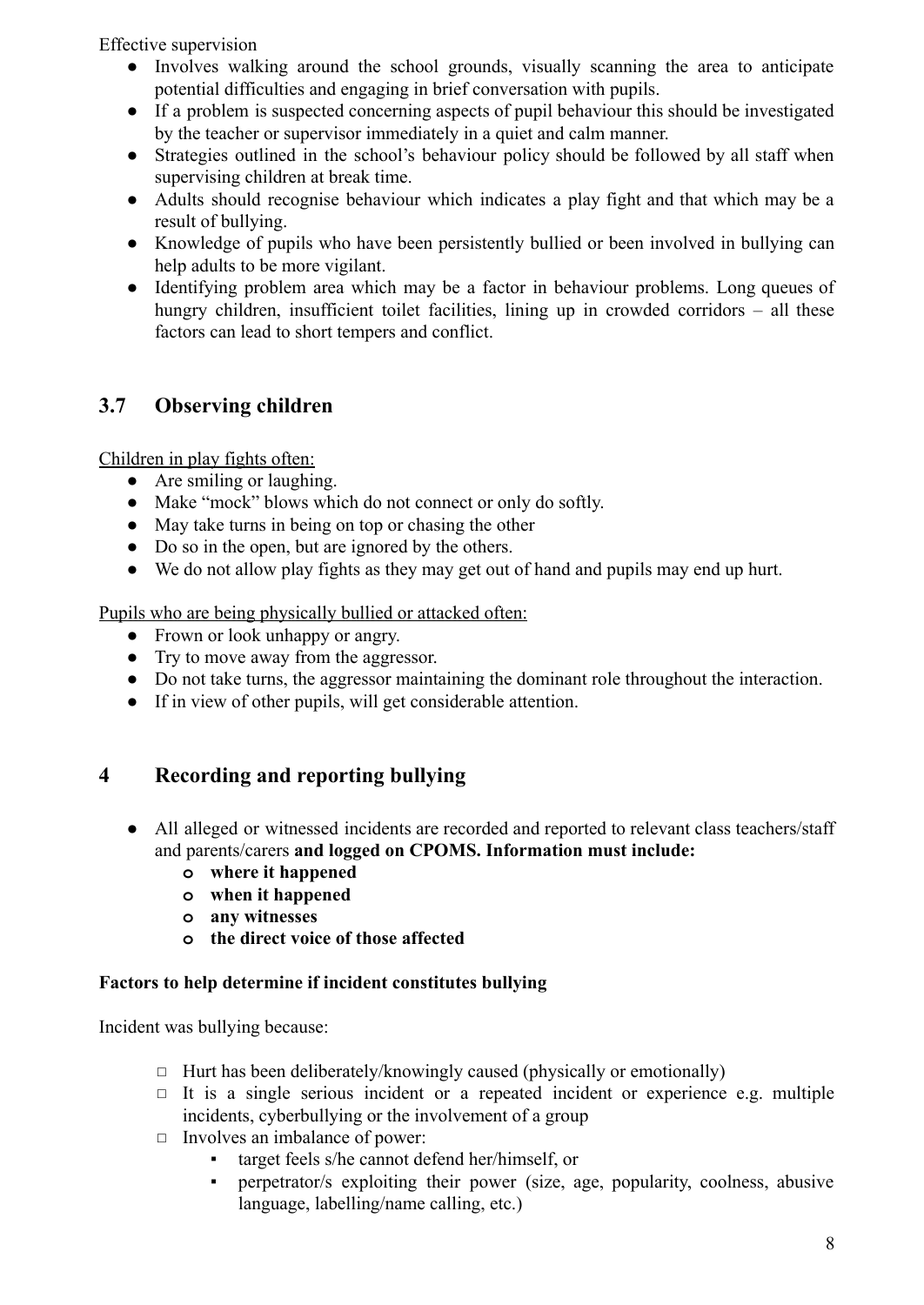Effective supervision

- Involves walking around the school grounds, visually scanning the area to anticipate potential difficulties and engaging in brief conversation with pupils.
- If a problem is suspected concerning aspects of pupil behaviour this should be investigated by the teacher or supervisor immediately in a quiet and calm manner.
- Strategies outlined in the school's behaviour policy should be followed by all staff when supervising children at break time.
- Adults should recognise behaviour which indicates a play fight and that which may be a result of bullying.
- Knowledge of pupils who have been persistently bullied or been involved in bullying can help adults to be more vigilant.
- Identifying problem area which may be a factor in behaviour problems. Long queues of hungry children, insufficient toilet facilities, lining up in crowded corridors – all these factors can lead to short tempers and conflict.

## 3.7 Observing children

Children in play fights often:

- Are smiling or laughing.
- Make "mock" blows which do not connect or only do softly.
- May take turns in being on top or chasing the other
- Do so in the open, but are ignored by the others.
- We do not allow play fights as they may get out of hand and pupils may end up hurt.

Pupils who are being physically bullied or attacked often:

- Frown or look unhappy or angry.
- Try to move away from the aggressor.
- Do not take turns, the aggressor maintaining the dominant role throughout the interaction.
- If in view of other pupils, will get considerable attention.

## 4 Recording and reporting bullying

- All alleged or witnessed incidents are recorded and reported to relevant class teachers/staff and parents/carers **and logged on CPOMS. Information must include:**
  - **where it happened**
  - **when it happened**
  - **any witnesses**
  - **the direct voice of those affected**

**Factors to help determine if incident constitutes bullying**

Incident was bullying because:

- ☐ Hurt has been deliberately/knowingly caused (physically or emotionally)
- ☐ It is a single serious incident or a repeated incident or experience e.g. multiple incidents, cyberbullying or the involvement of a group
- ☐ Involves an imbalance of power:
  - target feels s/he cannot defend her/himself, or
  - perpetrator/s exploiting their power (size, age, popularity, coolness, abusive language, labelling/name calling, etc.)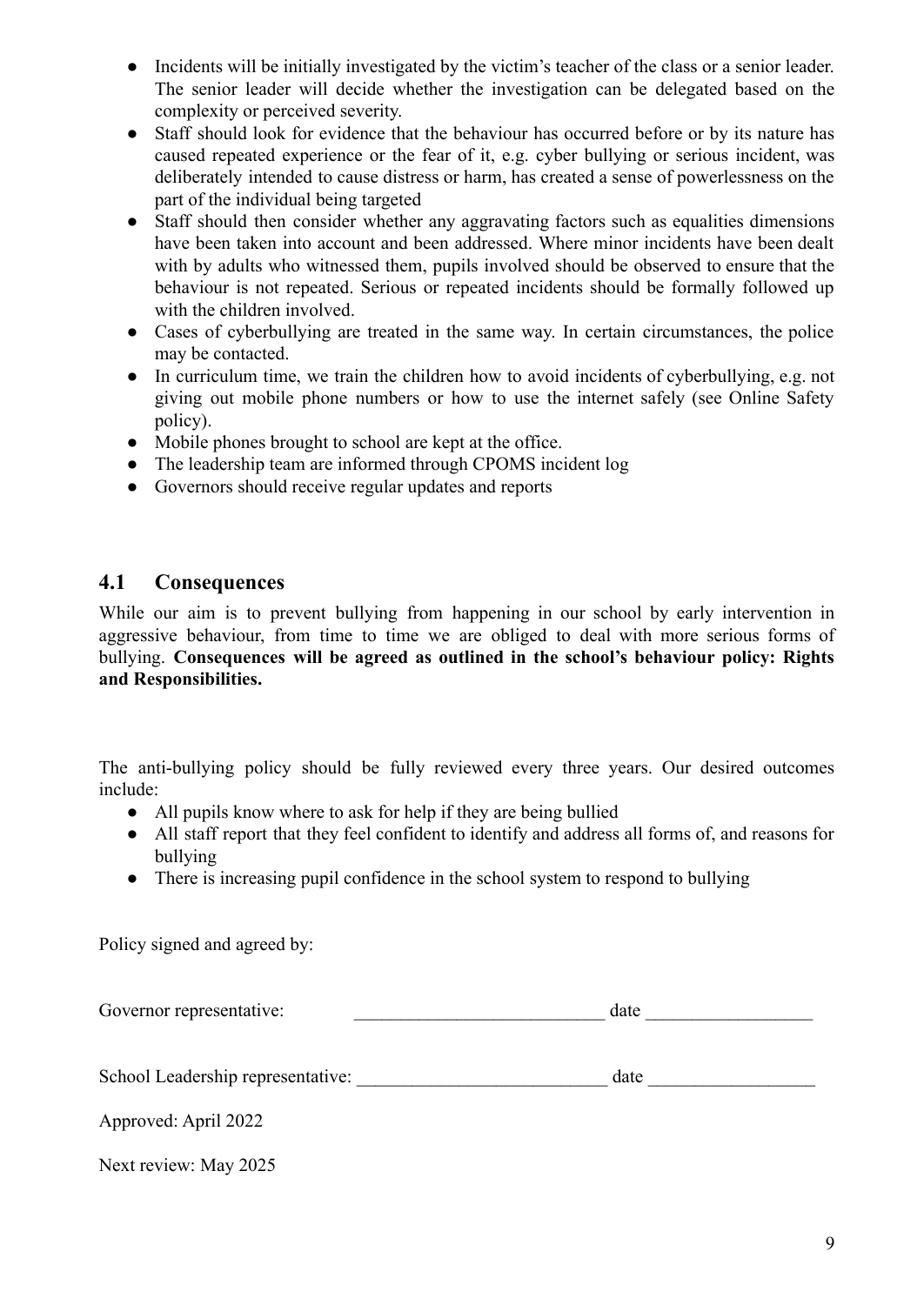- Incidents will be initially investigated by the victim's teacher of the class or a senior leader. The senior leader will decide whether the investigation can be delegated based on the complexity or perceived severity.
- Staff should look for evidence that the behaviour has occurred before or by its nature has caused repeated experience or the fear of it, e.g. cyber bullying or serious incident, was deliberately intended to cause distress or harm, has created a sense of powerlessness on the part of the individual being targeted
- Staff should then consider whether any aggravating factors such as equalities dimensions have been taken into account and been addressed. Where minor incidents have been dealt with by adults who witnessed them, pupils involved should be observed to ensure that the behaviour is not repeated. Serious or repeated incidents should be formally followed up with the children involved.
- Cases of cyberbullying are treated in the same way. In certain circumstances, the police may be contacted.
- In curriculum time, we train the children how to avoid incidents of cyberbullying, e.g. not giving out mobile phone numbers or how to use the internet safely (see Online Safety policy).
- Mobile phones brought to school are kept at the office.
- The leadership team are informed through CPOMS incident log
- Governors should receive regular updates and reports

## 4.1 Consequences

While our aim is to prevent bullying from happening in our school by early intervention in aggressive behaviour, from time to time we are obliged to deal with more serious forms of bullying. **Consequences will be agreed as outlined in the school's behaviour policy: Rights and Responsibilities.**

The anti-bullying policy should be fully reviewed every three years. Our desired outcomes include:

- All pupils know where to ask for help if they are being bullied
- All staff report that they feel confident to identify and address all forms of, and reasons for bullying
- There is increasing pupil confidence in the school system to respond to bullying

Policy signed and agreed by:

Governor representative: ___________________________ date __________________

School Leadership representative: ___________________________ date __________________

Approved: April 2022

Next review: May 2025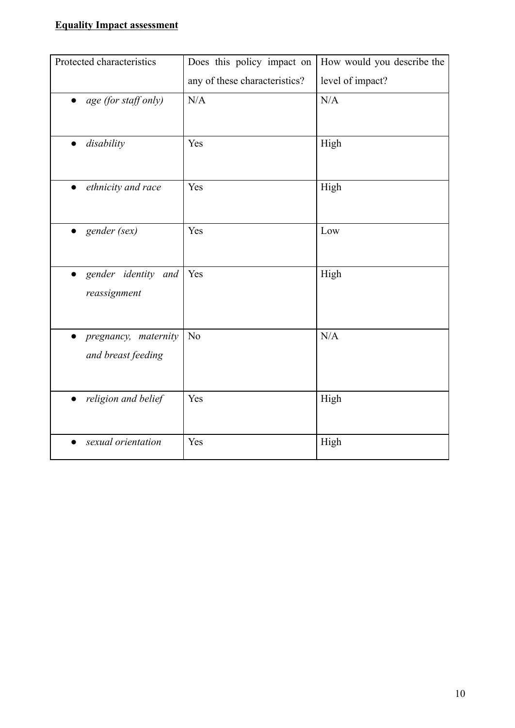**Equality Impact assessment**

| Protected characteristics | Does this policy impact on any of these characteristics? | How would you describe the level of impact? |
|---|---|---|
| • *age (for staff only)* | N/A | N/A |
| • *disability* | Yes | High |
| • *ethnicity and race* | Yes | High |
| • *gender (sex)* | Yes | Low |
| • *gender identity and reassignment* | Yes | High |
| • *pregnancy, maternity and breast feeding* | No | N/A |
| • *religion and belief* | Yes | High |
| • *sexual orientation* | Yes | High |